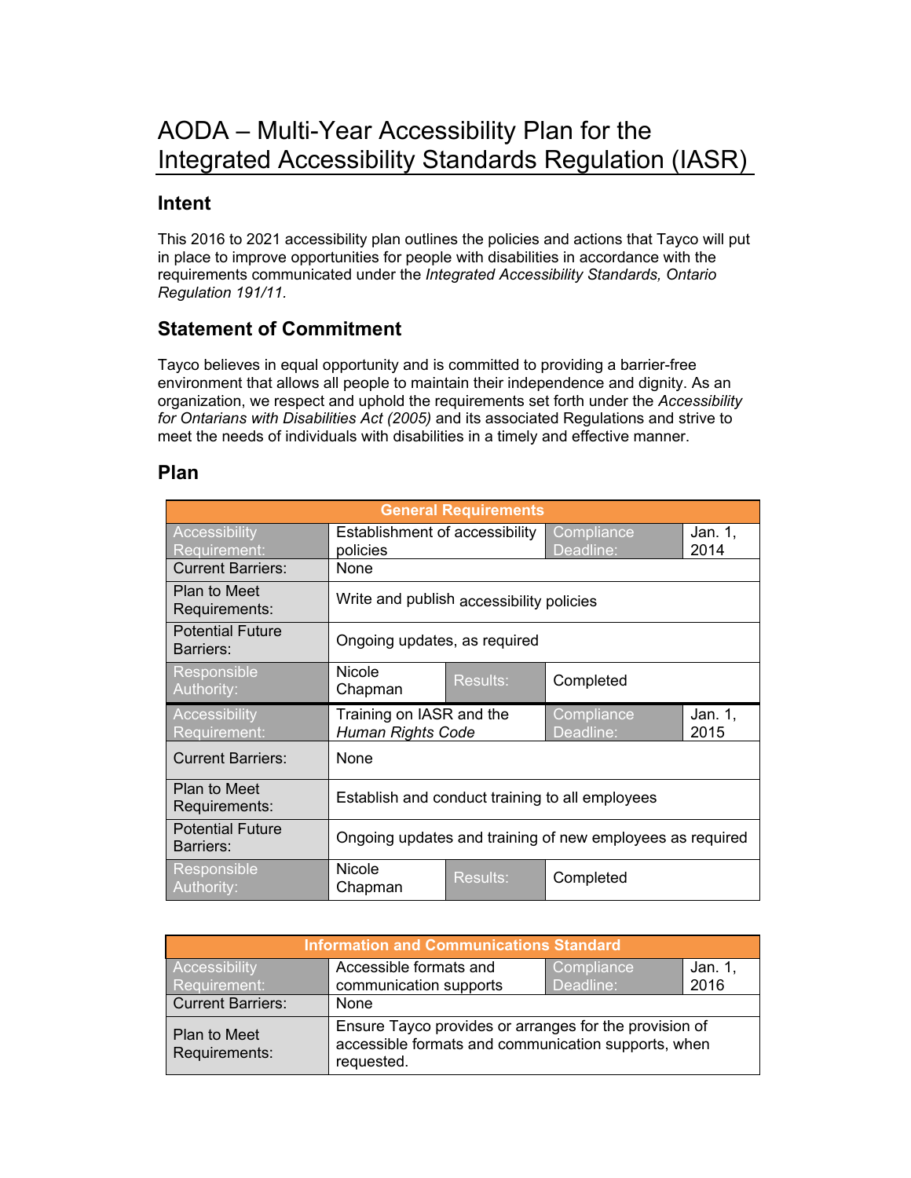# AODA – Multi-Year Accessibility Plan for the Integrated Accessibility Standards Regulation (IASR)

## Intent

This 2016 to 2021 accessibility plan outlines the policies and actions that Tayco will put in place to improve opportunities for people with disabilities in accordance with the requirements communicated under the *Integrated Accessibility Standards, Ontario Regulation 191/11*.

## Statement of Commitment

Tayco believes in equal opportunity and is committed to providing a barrier-free environment that allows all people to maintain their independence and dignity. As an organization, we respect and uphold the requirements set forth under the *Accessibility for Ontarians with Disabilities Act (2005)* and its associated Regulations and strive to meet the needs of individuals with disabilities in a timely and effective manner.

## Plan

| General Requirements | | | |
|---|---|---|---|
| Accessibility Requirement: | Establishment of accessibility policies | Compliance Deadline: | Jan. 1, 2014 |
| Current Barriers: | None | | |
| Plan to Meet Requirements: | Write and publish accessibility policies | | |
| Potential Future Barriers: | Ongoing updates, as required | | |
| Responsible Authority: | Nicole Chapman | Results: | Completed |
| Accessibility Requirement: | Training on IASR and the *Human Rights Code* | Compliance Deadline: | Jan. 1, 2015 |
| Current Barriers: | None | | |
| Plan to Meet Requirements: | Establish and conduct training to all employees | | |
| Potential Future Barriers: | Ongoing updates and training of new employees as required | | |
| Responsible Authority: | Nicole Chapman | Results: | Completed |

| Information and Communications Standard | | | |
|---|---|---|---|
| Accessibility Requirement: | Accessible formats and communication supports | Compliance Deadline: | Jan. 1, 2016 |
| Current Barriers: | None | | |
| Plan to Meet Requirements: | Ensure Tayco provides or arranges for the provision of accessible formats and communication supports, when requested. | | |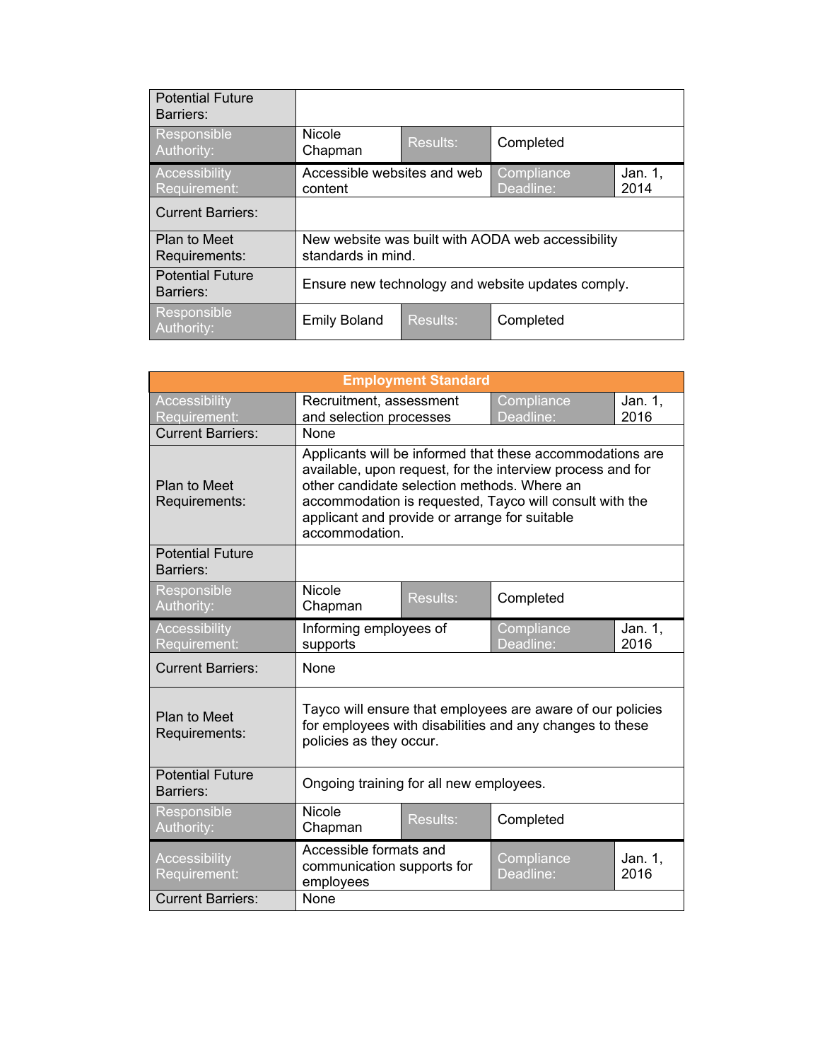| | | | |
|---|---|---|---|
| Potential Future Barriers: | | | |
| Responsible Authority: | Nicole Chapman | Results: | Completed |
| Accessibility Requirement: | Accessible websites and web content | Compliance Deadline: | Jan. 1, 2014 |
| Current Barriers: | | | |
| Plan to Meet Requirements: | New website was built with AODA web accessibility standards in mind. | | |
| Potential Future Barriers: | Ensure new technology and website updates comply. | | |
| Responsible Authority: | Emily Boland | Results: | Completed |

| Employment Standard | | | |
|---|---|---|---|
| Accessibility Requirement: | Recruitment, assessment and selection processes | Compliance Deadline: | Jan. 1, 2016 |
| Current Barriers: | None | | |
| Plan to Meet Requirements: | Applicants will be informed that these accommodations are available, upon request, for the interview process and for other candidate selection methods. Where an accommodation is requested, Tayco will consult with the applicant and provide or arrange for suitable accommodation. | | |
| Potential Future Barriers: | | | |
| Responsible Authority: | Nicole Chapman | Results: | Completed |
| Accessibility Requirement: | Informing employees of supports | Compliance Deadline: | Jan. 1, 2016 |
| Current Barriers: | None | | |
| Plan to Meet Requirements: | Tayco will ensure that employees are aware of our policies for employees with disabilities and any changes to these policies as they occur. | | |
| Potential Future Barriers: | Ongoing training for all new employees. | | |
| Responsible Authority: | Nicole Chapman | Results: | Completed |
| Accessibility Requirement: | Accessible formats and communication supports for employees | Compliance Deadline: | Jan. 1, 2016 |
| Current Barriers: | None | | |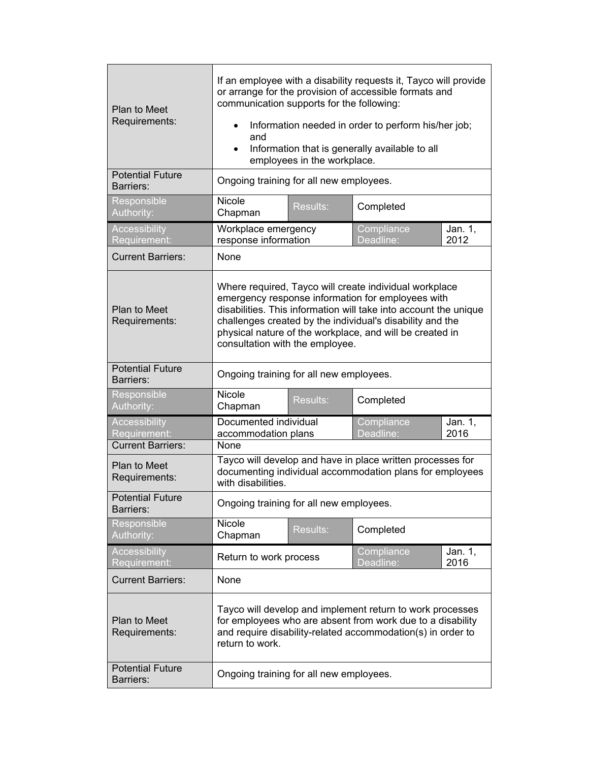| | | | | |
|---|---|---|---|---|
| Plan to Meet Requirements: | If an employee with a disability requests it, Tayco will provide or arrange for the provision of accessible formats and communication supports for the following:<br>• Information needed in order to perform his/her job; and<br>• Information that is generally available to all employees in the workplace. | | | |
| Potential Future Barriers: | Ongoing training for all new employees. | | | |
| Responsible Authority: | Nicole Chapman | Results: | Completed | |
| Accessibility Requirement: | Workplace emergency response information | | Compliance Deadline: | Jan. 1, 2012 |
| Current Barriers: | None | | | |
| Plan to Meet Requirements: | Where required, Tayco will create individual workplace emergency response information for employees with disabilities. This information will take into account the unique challenges created by the individual's disability and the physical nature of the workplace, and will be created in consultation with the employee. | | | |
| Potential Future Barriers: | Ongoing training for all new employees. | | | |
| Responsible Authority: | Nicole Chapman | Results: | Completed | |
| Accessibility Requirement: | Documented individual accommodation plans | | Compliance Deadline: | Jan. 1, 2016 |
| Current Barriers: | None | | | |
| Plan to Meet Requirements: | Tayco will develop and have in place written processes for documenting individual accommodation plans for employees with disabilities. | | | |
| Potential Future Barriers: | Ongoing training for all new employees. | | | |
| Responsible Authority: | Nicole Chapman | Results: | Completed | |
| Accessibility Requirement: | Return to work process | | Compliance Deadline: | Jan. 1, 2016 |
| Current Barriers: | None | | | |
| Plan to Meet Requirements: | Tayco will develop and implement return to work processes for employees who are absent from work due to a disability and require disability-related accommodation(s) in order to return to work. | | | |
| Potential Future Barriers: | Ongoing training for all new employees. | | | |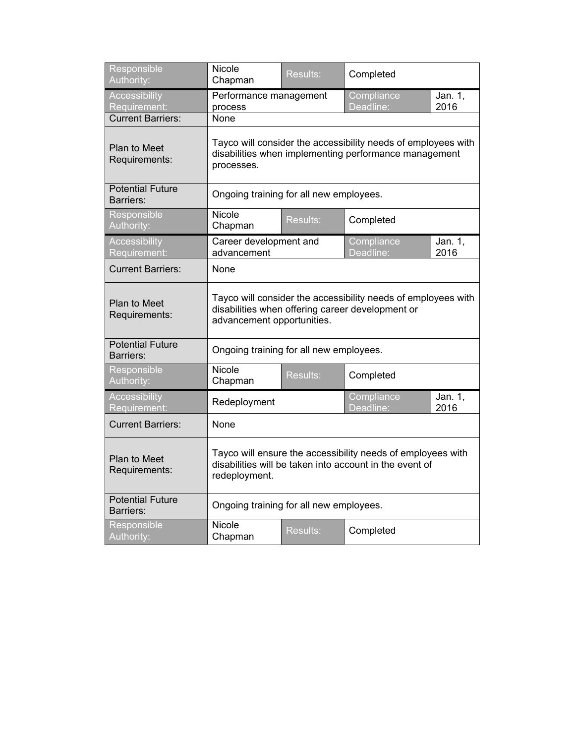| | | | |
|---|---|---|---|
| Responsible Authority: | Nicole Chapman | Results: | Completed |

| | | | |
|---|---|---|---|
| Accessibility Requirement: | Performance management process | Compliance Deadline: | Jan. 1, 2016 |
| Current Barriers: | None | | |
| Plan to Meet Requirements: | Tayco will consider the accessibility needs of employees with disabilities when implementing performance management processes. | | |
| Potential Future Barriers: | Ongoing training for all new employees. | | |
| Responsible Authority: | Nicole Chapman | Results: | Completed |

| | | | |
|---|---|---|---|
| Accessibility Requirement: | Career development and advancement | Compliance Deadline: | Jan. 1, 2016 |
| Current Barriers: | None | | |
| Plan to Meet Requirements: | Tayco will consider the accessibility needs of employees with disabilities when offering career development or advancement opportunities. | | |
| Potential Future Barriers: | Ongoing training for all new employees. | | |
| Responsible Authority: | Nicole Chapman | Results: | Completed |

| | | | |
|---|---|---|---|
| Accessibility Requirement: | Redeployment | Compliance Deadline: | Jan. 1, 2016 |
| Current Barriers: | None | | |
| Plan to Meet Requirements: | Tayco will ensure the accessibility needs of employees with disabilities will be taken into account in the event of redeployment. | | |
| Potential Future Barriers: | Ongoing training for all new employees. | | |
| Responsible Authority: | Nicole Chapman | Results: | Completed |